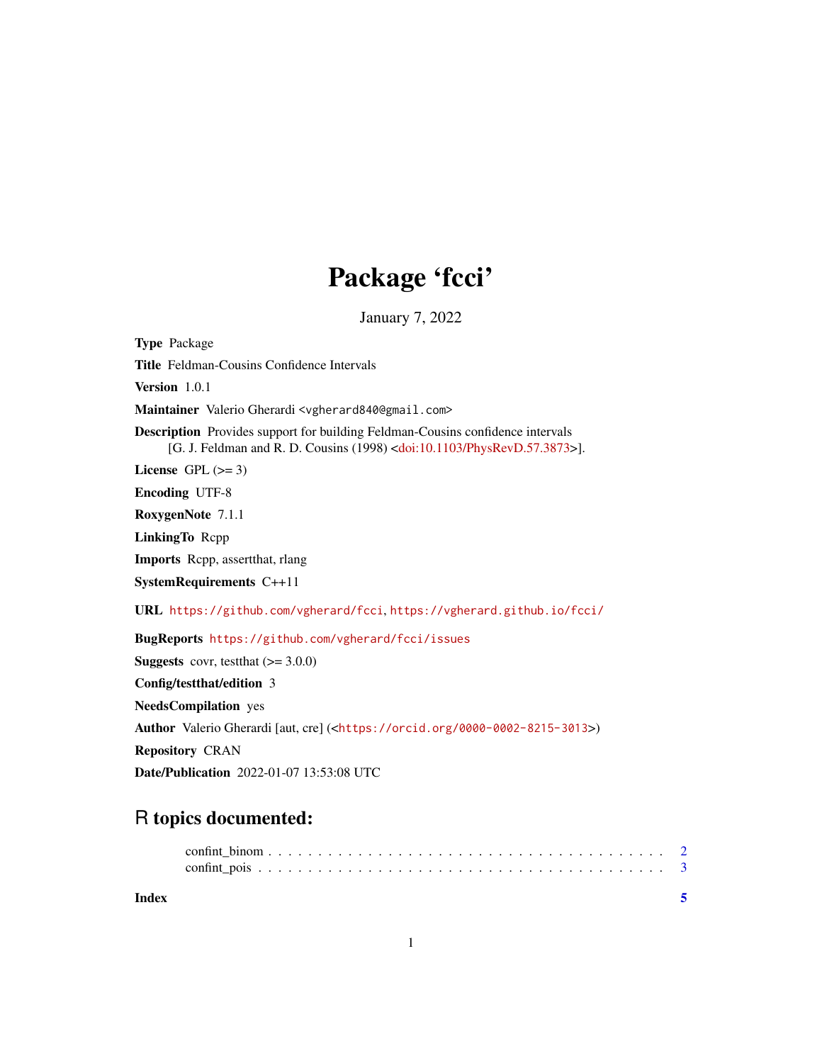# Package 'fcci'

January 7, 2022

**Type** Package

**Title** Feldman-Cousins Confidence Intervals

**Version** 1.0.1

**Maintainer** Valerio Gherardi <vgherard840@gmail.com>

**Description** Provides support for building Feldman-Cousins confidence intervals [G. J. Feldman and R. D. Cousins (1998) <doi:10.1103/PhysRevD.57.3873>].

**License** GPL (>= 3)

**Encoding** UTF-8

**RoxygenNote** 7.1.1

**LinkingTo** Rcpp

**Imports** Rcpp, assertthat, rlang

**SystemRequirements** C++11

**URL** https://github.com/vgherard/fcci, https://vgherard.github.io/fcci/

**BugReports** https://github.com/vgherard/fcci/issues

**Suggests** covr, testthat (>= 3.0.0)

**Config/testthat/edition** 3

**NeedsCompilation** yes

**Author** Valerio Gherardi [aut, cre] (<https://orcid.org/0000-0002-8215-3013>)

**Repository** CRAN

**Date/Publication** 2022-01-07 13:53:08 UTC

## R topics documented:

confint_binom . . . . . . . . . . . . . . . . . . . . . . . . . . . . . . . . . . . . . . . . 2
confint_pois . . . . . . . . . . . . . . . . . . . . . . . . . . . . . . . . . . . . . . . . . 3

**Index** **5**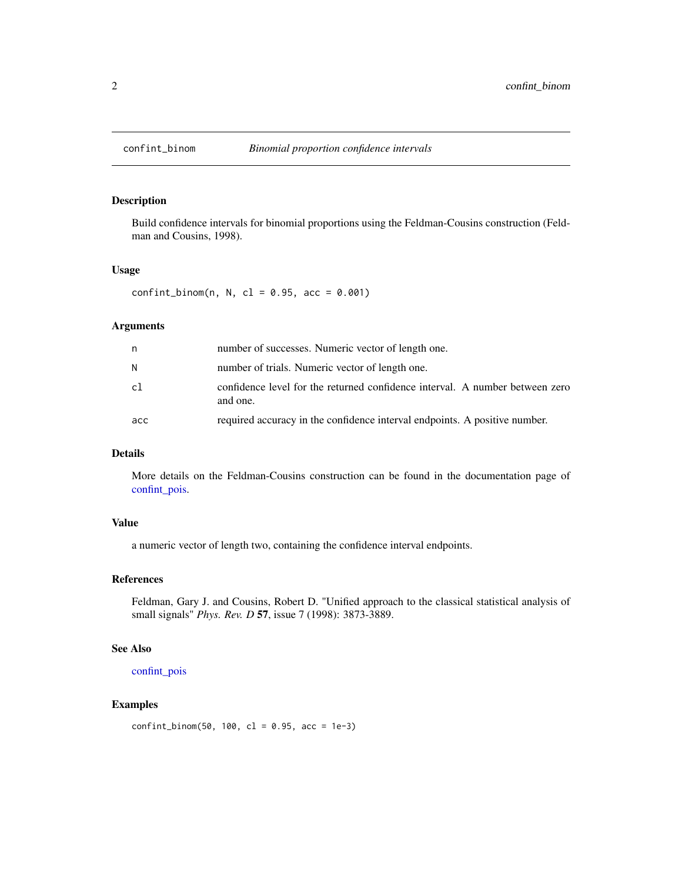confint_binom — *Binomial proportion confidence intervals*

## Description

Build confidence intervals for binomial proportions using the Feldman-Cousins construction (Feldman and Cousins, 1998).

## Usage

```
confint_binom(n, N, cl = 0.95, acc = 0.001)
```

## Arguments

| | |
|---|---|
| n | number of successes. Numeric vector of length one. |
| N | number of trials. Numeric vector of length one. |
| cl | confidence level for the returned confidence interval. A number between zero and one. |
| acc | required accuracy in the confidence interval endpoints. A positive number. |

## Details

More details on the Feldman-Cousins construction can be found in the documentation page of confint_pois.

## Value

a numeric vector of length two, containing the confidence interval endpoints.

## References

Feldman, Gary J. and Cousins, Robert D. "Unified approach to the classical statistical analysis of small signals" *Phys. Rev. D* **57**, issue 7 (1998): 3873-3889.

## See Also

confint_pois

## Examples

```
confint_binom(50, 100, cl = 0.95, acc = 1e-3)
```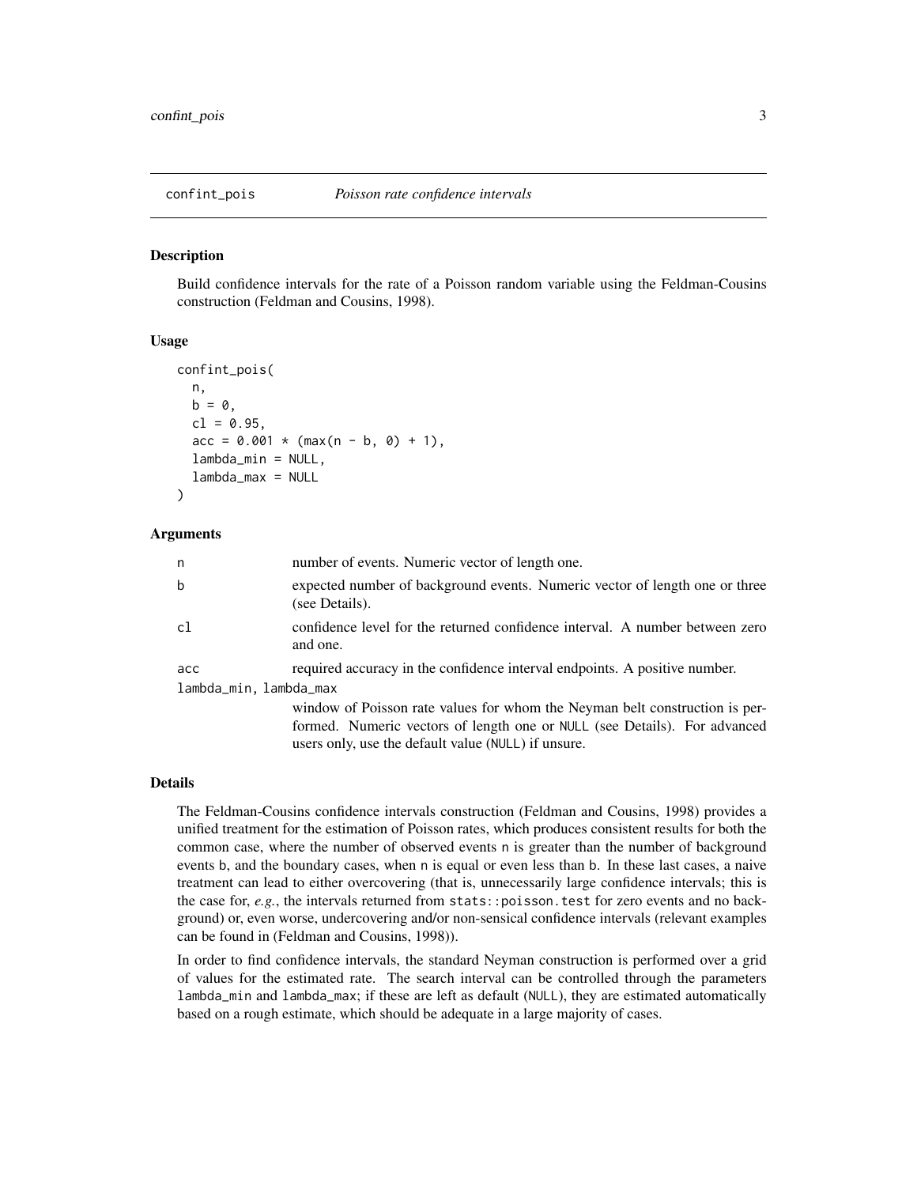`confint_pois` *Poisson rate confidence intervals*

## Description

Build confidence intervals for the rate of a Poisson random variable using the Feldman-Cousins construction (Feldman and Cousins, 1998).

## Usage

```
confint_pois(
  n,
  b = 0,
  cl = 0.95,
  acc = 0.001 * (max(n - b, 0) + 1),
  lambda_min = NULL,
  lambda_max = NULL
)
```

## Arguments

| | |
|---|---|
| `n` | number of events. Numeric vector of length one. |
| `b` | expected number of background events. Numeric vector of length one or three (see Details). |
| `cl` | confidence level for the returned confidence interval. A number between zero and one. |
| `acc` | required accuracy in the confidence interval endpoints. A positive number. |
| `lambda_min, lambda_max` | window of Poisson rate values for whom the Neyman belt construction is performed. Numeric vectors of length one or `NULL` (see Details). For advanced users only, use the default value (`NULL`) if unsure. |

## Details

The Feldman-Cousins confidence intervals construction (Feldman and Cousins, 1998) provides a unified treatment for the estimation of Poisson rates, which produces consistent results for both the common case, where the number of observed events `n` is greater than the number of background events `b`, and the boundary cases, when `n` is equal or even less than `b`. In these last cases, a naive treatment can lead to either overcovering (that is, unnecessarily large confidence intervals; this is the case for, *e.g.*, the intervals returned from `stats::poisson.test` for zero events and no background) or, even worse, undercovering and/or non-sensical confidence intervals (relevant examples can be found in (Feldman and Cousins, 1998)).

In order to find confidence intervals, the standard Neyman construction is performed over a grid of values for the estimated rate. The search interval can be controlled through the parameters `lambda_min` and `lambda_max`; if these are left as default (`NULL`), they are estimated automatically based on a rough estimate, which should be adequate in a large majority of cases.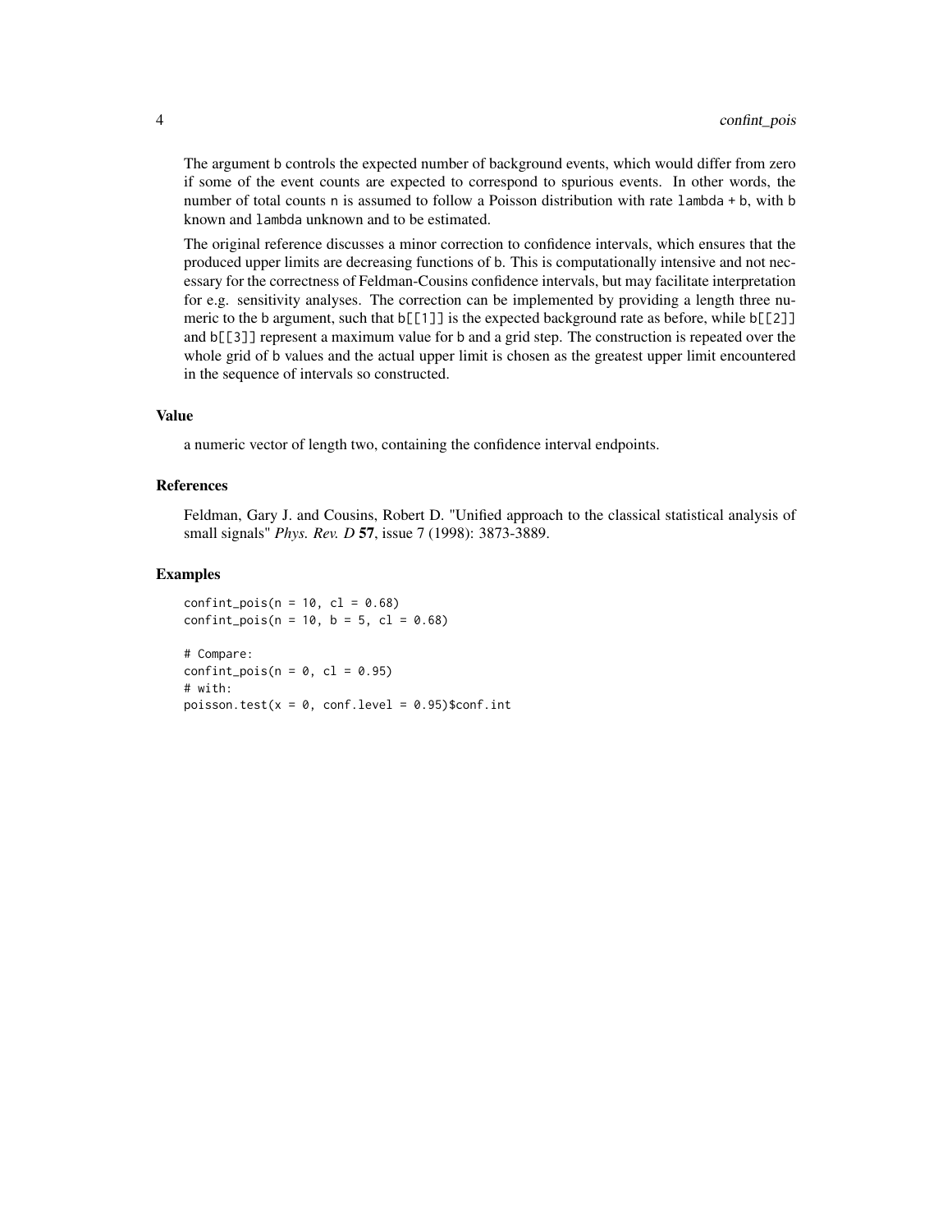The argument b controls the expected number of background events, which would differ from zero if some of the event counts are expected to correspond to spurious events. In other words, the number of total counts n is assumed to follow a Poisson distribution with rate lambda + b, with b known and lambda unknown and to be estimated.

The original reference discusses a minor correction to confidence intervals, which ensures that the produced upper limits are decreasing functions of b. This is computationally intensive and not necessary for the correctness of Feldman-Cousins confidence intervals, but may facilitate interpretation for e.g. sensitivity analyses. The correction can be implemented by providing a length three numeric to the b argument, such that b[[1]] is the expected background rate as before, while b[[2]] and b[[3]] represent a maximum value for b and a grid step. The construction is repeated over the whole grid of b values and the actual upper limit is chosen as the greatest upper limit encountered in the sequence of intervals so constructed.

## Value

a numeric vector of length two, containing the confidence interval endpoints.

## References

Feldman, Gary J. and Cousins, Robert D. "Unified approach to the classical statistical analysis of small signals" *Phys. Rev. D* **57**, issue 7 (1998): 3873-3889.

## Examples

```
confint_pois(n = 10, cl = 0.68)
confint_pois(n = 10, b = 5, cl = 0.68)

# Compare:
confint_pois(n = 0, cl = 0.95)
# with:
poisson.test(x = 0, conf.level = 0.95)$conf.int
```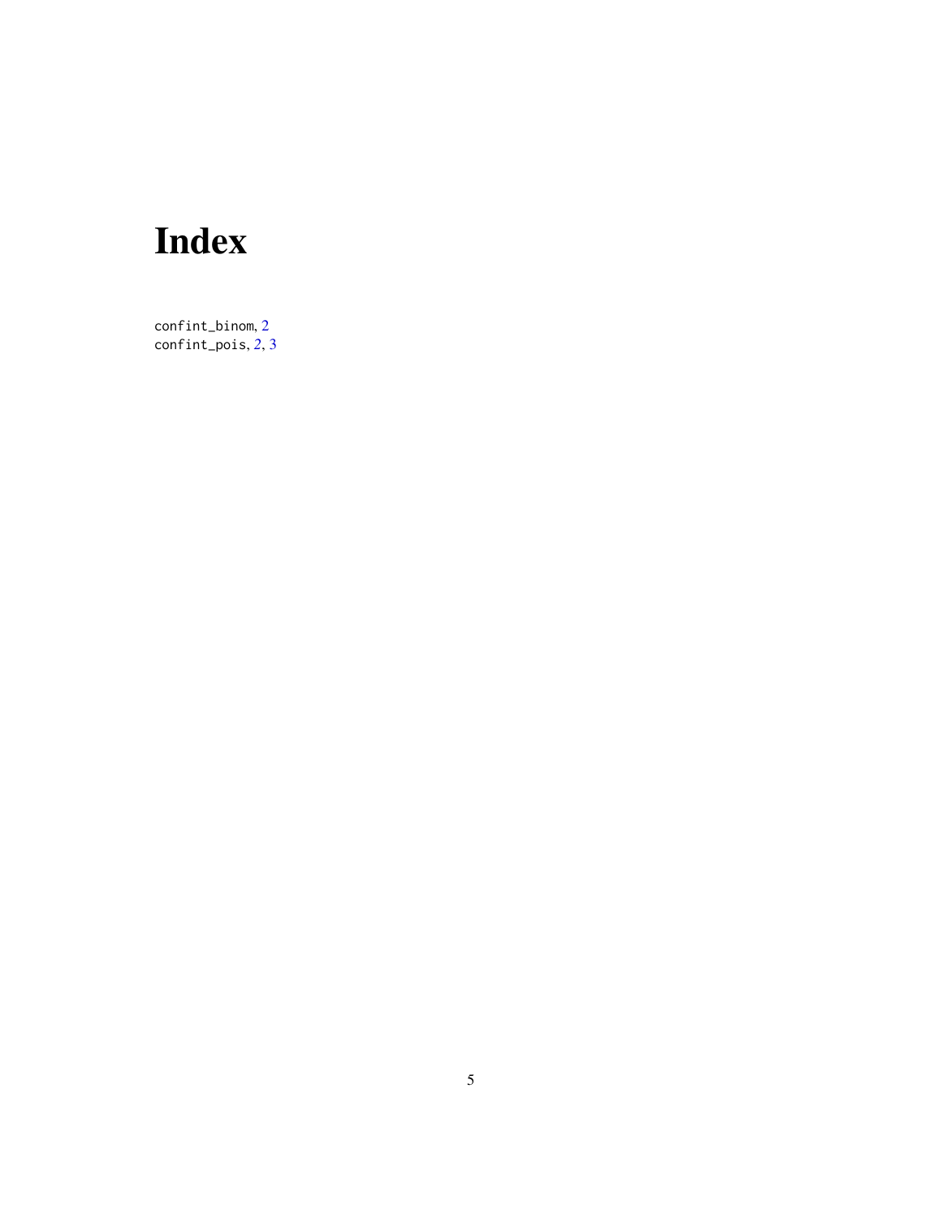# Index

confint_binom, 2
confint_pois, *2*, 3